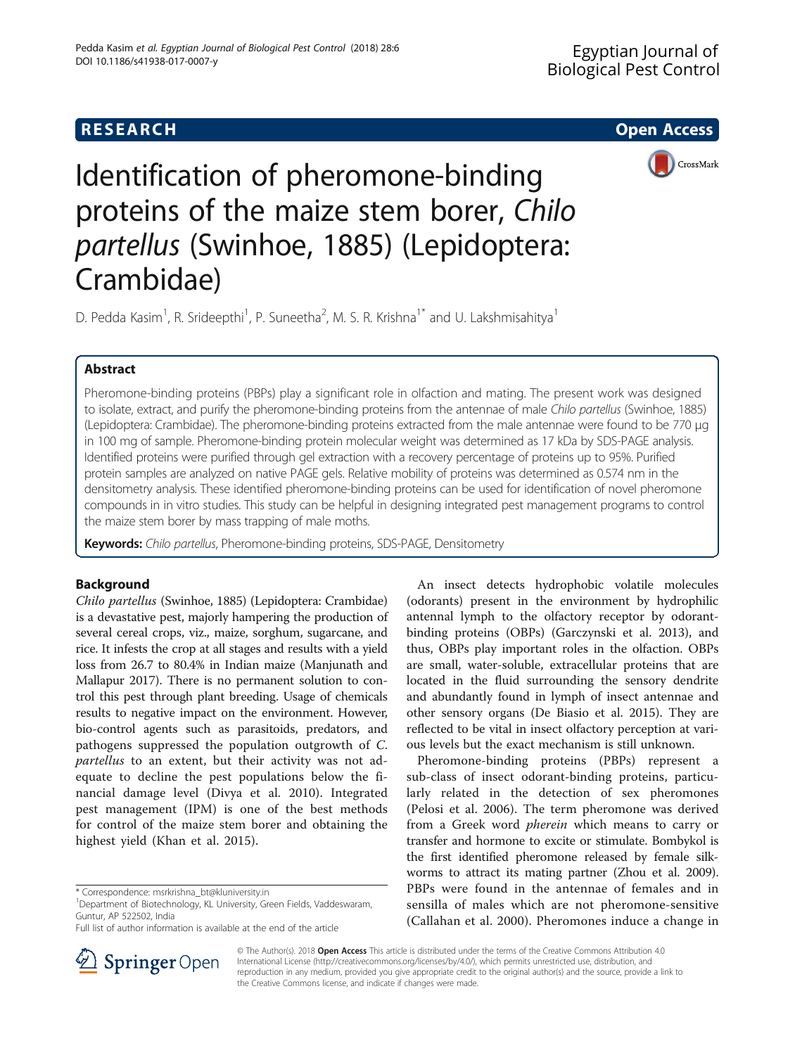**RESEARCH** **Open Access**

# Identification of pheromone-binding proteins of the maize stem borer, *Chilo partellus* (Swinhoe, 1885) (Lepidoptera: Crambidae)

D. Pedda Kasim[1], R. Srideepthi[1], P. Suneetha[2], M. S. R. Krishna[1*] and U. Lakshmisahitya[1]

## Abstract

Pheromone-binding proteins (PBPs) play a significant role in olfaction and mating. The present work was designed to isolate, extract, and purify the pheromone-binding proteins from the antennae of male *Chilo partellus* (Swinhoe, 1885) (Lepidoptera: Crambidae). The pheromone-binding proteins extracted from the male antennae were found to be 770 μg in 100 mg of sample. Pheromone-binding protein molecular weight was determined as 17 kDa by SDS-PAGE analysis. Identified proteins were purified through gel extraction with a recovery percentage of proteins up to 95%. Purified protein samples are analyzed on native PAGE gels. Relative mobility of proteins was determined as 0.574 nm in the densitometry analysis. These identified pheromone-binding proteins can be used for identification of novel pheromone compounds in in vitro studies. This study can be helpful in designing integrated pest management programs to control the maize stem borer by mass trapping of male moths.

**Keywords:** *Chilo partellus*, Pheromone-binding proteins, SDS-PAGE, Densitometry

## Background

*Chilo partellus* (Swinhoe, 1885) (Lepidoptera: Crambidae) is a devastative pest, majorly hampering the production of several cereal crops, viz., maize, sorghum, sugarcane, and rice. It infests the crop at all stages and results with a yield loss from 26.7 to 80.4% in Indian maize (Manjunath and Mallapur 2017). There is no permanent solution to control this pest through plant breeding. Usage of chemicals results to negative impact on the environment. However, bio-control agents such as parasitoids, predators, and pathogens suppressed the population outgrowth of *C. partellus* to an extent, but their activity was not adequate to decline the pest populations below the financial damage level (Divya et al. 2010). Integrated pest management (IPM) is one of the best methods for control of the maize stem borer and obtaining the highest yield (Khan et al. 2015).

An insect detects hydrophobic volatile molecules (odorants) present in the environment by hydrophilic antennal lymph to the olfactory receptor by odorant-binding proteins (OBPs) (Garczynski et al. 2013), and thus, OBPs play important roles in the olfaction. OBPs are small, water-soluble, extracellular proteins that are located in the fluid surrounding the sensory dendrite and abundantly found in lymph of insect antennae and other sensory organs (De Biasio et al. 2015). They are reflected to be vital in insect olfactory perception at various levels but the exact mechanism is still unknown.

Pheromone-binding proteins (PBPs) represent a sub-class of insect odorant-binding proteins, particularly related in the detection of sex pheromones (Pelosi et al. 2006). The term pheromone was derived from a Greek word *pherein* which means to carry or transfer and hormone to excite or stimulate. Bombykol is the first identified pheromone released by female silkworms to attract its mating partner (Zhou et al. 2009). PBPs were found in the antennae of females and in sensilla of males which are not pheromone-sensitive (Callahan et al. 2000). Pheromones induce a change in

---

\* Correspondence: msrkrishna_bt@kluniversity.in

[1]Department of Biotechnology, KL University, Green Fields, Vaddeswaram, Guntur, AP 522502, India

Full list of author information is available at the end of the article

© The Author(s). 2018 **Open Access** This article is distributed under the terms of the Creative Commons Attribution 4.0 International License (http://creativecommons.org/licenses/by/4.0/), which permits unrestricted use, distribution, and reproduction in any medium, provided you give appropriate credit to the original author(s) and the source, provide a link to the Creative Commons license, and indicate if changes were made.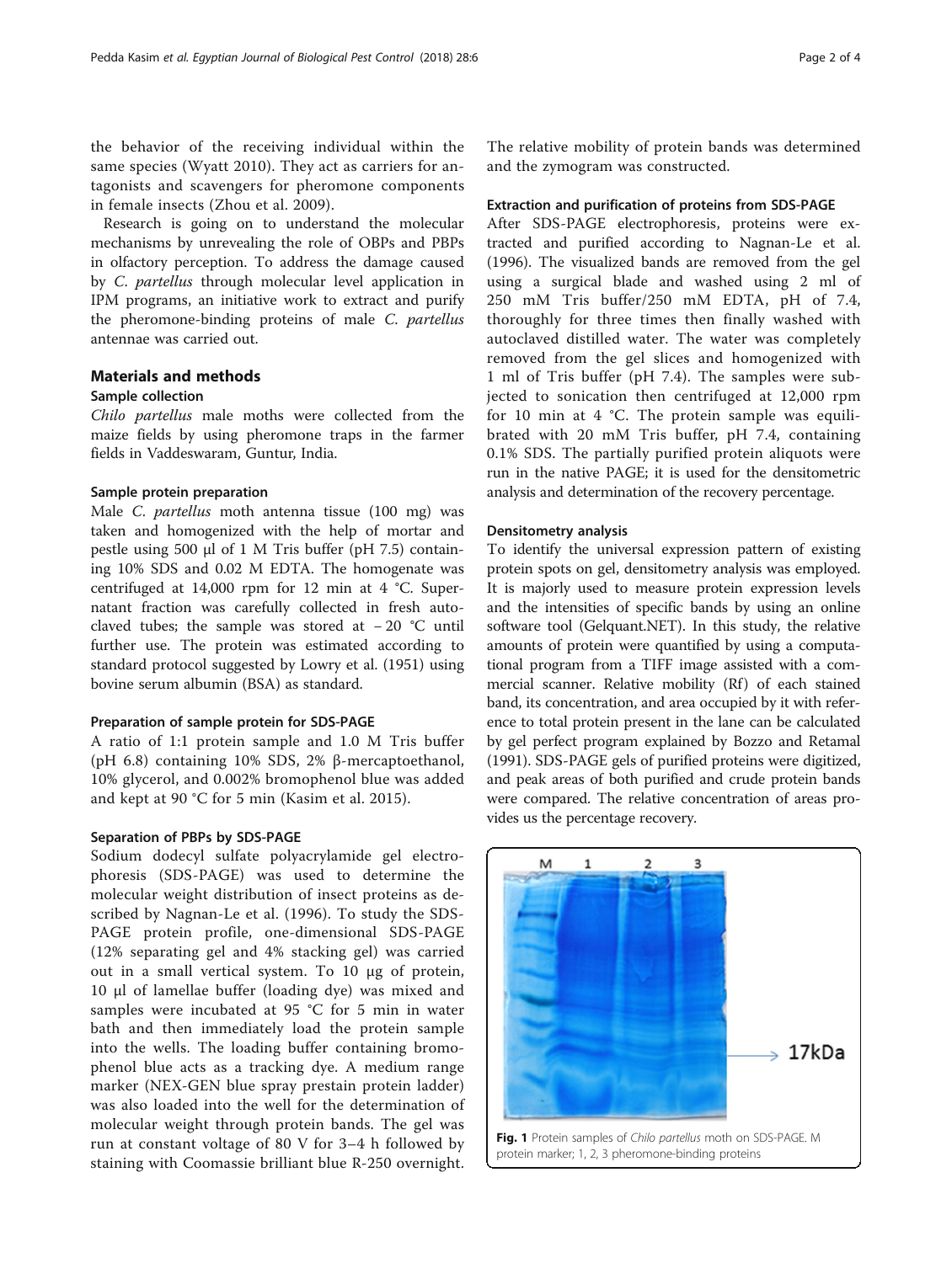the behavior of the receiving individual within the same species (Wyatt 2010). They act as carriers for antagonists and scavengers for pheromone components in female insects (Zhou et al. 2009).

Research is going on to understand the molecular mechanisms by unrevealing the role of OBPs and PBPs in olfactory perception. To address the damage caused by *C. partellus* through molecular level application in IPM programs, an initiative work to extract and purify the pheromone-binding proteins of male *C. partellus* antennae was carried out.

## Materials and methods

### Sample collection

*Chilo partellus* male moths were collected from the maize fields by using pheromone traps in the farmer fields in Vaddeswaram, Guntur, India.

### Sample protein preparation

Male *C. partellus* moth antenna tissue (100 mg) was taken and homogenized with the help of mortar and pestle using 500 μl of 1 M Tris buffer (pH 7.5) containing 10% SDS and 0.02 M EDTA. The homogenate was centrifuged at 14,000 rpm for 12 min at 4 °C. Supernatant fraction was carefully collected in fresh autoclaved tubes; the sample was stored at − 20 °C until further use. The protein was estimated according to standard protocol suggested by Lowry et al. (1951) using bovine serum albumin (BSA) as standard.

### Preparation of sample protein for SDS-PAGE

A ratio of 1:1 protein sample and 1.0 M Tris buffer (pH 6.8) containing 10% SDS, 2% β-mercaptoethanol, 10% glycerol, and 0.002% bromophenol blue was added and kept at 90 °C for 5 min (Kasim et al. 2015).

### Separation of PBPs by SDS-PAGE

Sodium dodecyl sulfate polyacrylamide gel electrophoresis (SDS-PAGE) was used to determine the molecular weight distribution of insect proteins as described by Nagnan-Le et al. (1996). To study the SDS-PAGE protein profile, one-dimensional SDS-PAGE (12% separating gel and 4% stacking gel) was carried out in a small vertical system. To 10 μg of protein, 10 μl of lamellae buffer (loading dye) was mixed and samples were incubated at 95 °C for 5 min in water bath and then immediately load the protein sample into the wells. The loading buffer containing bromophenol blue acts as a tracking dye. A medium range marker (NEX-GEN blue spray prestain protein ladder) was also loaded into the well for the determination of molecular weight through protein bands. The gel was run at constant voltage of 80 V for 3–4 h followed by staining with Coomassie brilliant blue R-250 overnight. The relative mobility of protein bands was determined and the zymogram was constructed.

### Extraction and purification of proteins from SDS-PAGE

After SDS-PAGE electrophoresis, proteins were extracted and purified according to Nagnan-Le et al. (1996). The visualized bands are removed from the gel using a surgical blade and washed using 2 ml of 250 mM Tris buffer/250 mM EDTA, pH of 7.4, thoroughly for three times then finally washed with autoclaved distilled water. The water was completely removed from the gel slices and homogenized with 1 ml of Tris buffer (pH 7.4). The samples were subjected to sonication then centrifuged at 12,000 rpm for 10 min at 4 °C. The protein sample was equilibrated with 20 mM Tris buffer, pH 7.4, containing 0.1% SDS. The partially purified protein aliquots were run in the native PAGE; it is used for the densitometric analysis and determination of the recovery percentage.

### Densitometry analysis

To identify the universal expression pattern of existing protein spots on gel, densitometry analysis was employed. It is majorly used to measure protein expression levels and the intensities of specific bands by using an online software tool (Gelquant.NET). In this study, the relative amounts of protein were quantified by using a computational program from a TIFF image assisted with a commercial scanner. Relative mobility (Rf) of each stained band, its concentration, and area occupied by it with reference to total protein present in the lane can be calculated by gel perfect program explained by Bozzo and Retamal (1991). SDS-PAGE gels of purified proteins were digitized, and peak areas of both purified and crude protein bands were compared. The relative concentration of areas provides us the percentage recovery.

**Fig. 1** Protein samples of *Chilo partellus* moth on SDS-PAGE. M protein marker; 1, 2, 3 pheromone-binding proteins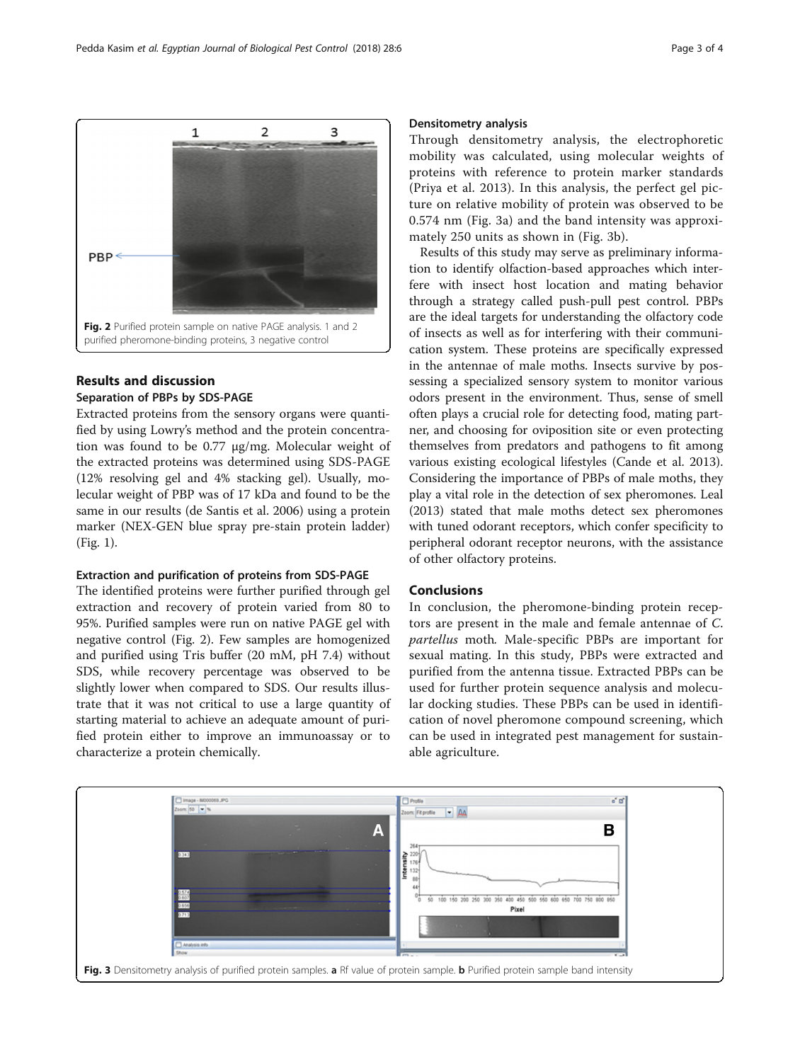Fig. 2 Purified protein sample on native PAGE analysis. 1 and 2 purified pheromone-binding proteins, 3 negative control

## Results and discussion

### Separation of PBPs by SDS-PAGE

Extracted proteins from the sensory organs were quantified by using Lowry's method and the protein concentration was found to be 0.77 μg/mg. Molecular weight of the extracted proteins was determined using SDS-PAGE (12% resolving gel and 4% stacking gel). Usually, molecular weight of PBP was of 17 kDa and found to be the same in our results (de Santis et al. 2006) using a protein marker (NEX-GEN blue spray pre-stain protein ladder) (Fig. 1).

### Extraction and purification of proteins from SDS-PAGE

The identified proteins were further purified through gel extraction and recovery of protein varied from 80 to 95%. Purified samples were run on native PAGE gel with negative control (Fig. 2). Few samples are homogenized and purified using Tris buffer (20 mM, pH 7.4) without SDS, while recovery percentage was observed to be slightly lower when compared to SDS. Our results illustrate that it was not critical to use a large quantity of starting material to achieve an adequate amount of purified protein either to improve an immunoassay or to characterize a protein chemically.

### Densitometry analysis

Through densitometry analysis, the electrophoretic mobility was calculated, using molecular weights of proteins with reference to protein marker standards (Priya et al. 2013). In this analysis, the perfect gel picture on relative mobility of protein was observed to be 0.574 nm (Fig. 3a) and the band intensity was approximately 250 units as shown in (Fig. 3b).

Results of this study may serve as preliminary information to identify olfaction-based approaches which interfere with insect host location and mating behavior through a strategy called push-pull pest control. PBPs are the ideal targets for understanding the olfactory code of insects as well as for interfering with their communication system. These proteins are specifically expressed in the antennae of male moths. Insects survive by possessing a specialized sensory system to monitor various odors present in the environment. Thus, sense of smell often plays a crucial role for detecting food, mating partner, and choosing for oviposition site or even protecting themselves from predators and pathogens to fit among various existing ecological lifestyles (Cande et al. 2013). Considering the importance of PBPs of male moths, they play a vital role in the detection of sex pheromones. Leal (2013) stated that male moths detect sex pheromones with tuned odorant receptors, which confer specificity to peripheral odorant receptor neurons, with the assistance of other olfactory proteins.

## Conclusions

In conclusion, the pheromone-binding protein receptors are present in the male and female antennae of *C. partellus* moth. Male-specific PBPs are important for sexual mating. In this study, PBPs were extracted and purified from the antenna tissue. Extracted PBPs can be used for further protein sequence analysis and molecular docking studies. These PBPs can be used in identification of novel pheromone compound screening, which can be used in integrated pest management for sustainable agriculture.

Fig. 3 Densitometry analysis of purified protein samples. **a** Rf value of protein sample. **b** Purified protein sample band intensity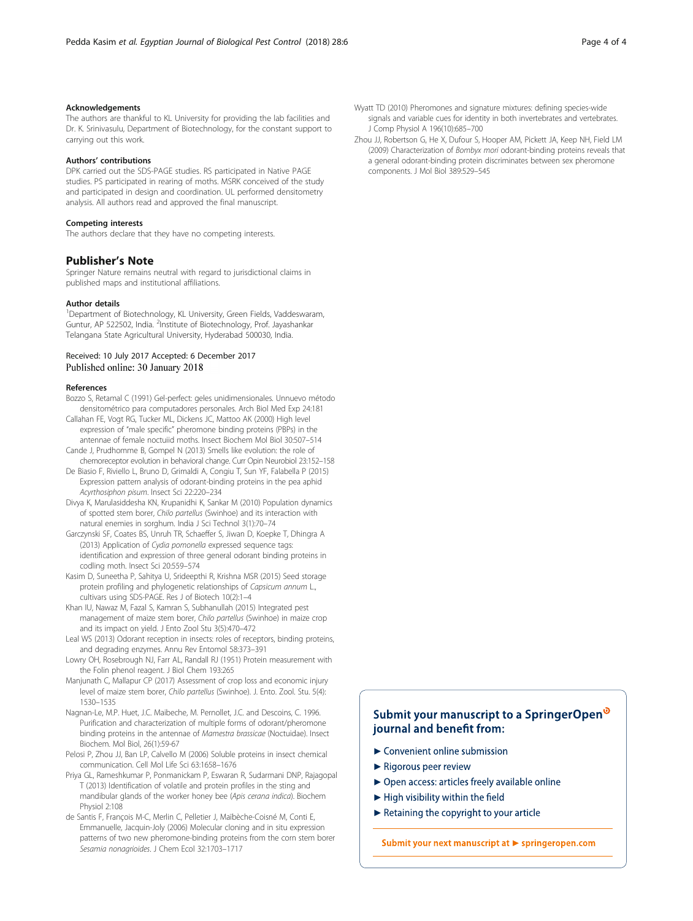#### Acknowledgements

The authors are thankful to KL University for providing the lab facilities and Dr. K. Srinivasulu, Department of Biotechnology, for the constant support to carrying out this work.

#### Authors' contributions

DPK carried out the SDS-PAGE studies. RS participated in Native PAGE studies. PS participated in rearing of moths. MSRK conceived of the study and participated in design and coordination. UL performed densitometry analysis. All authors read and approved the final manuscript.

#### Competing interests

The authors declare that they have no competing interests.

### Publisher's Note

Springer Nature remains neutral with regard to jurisdictional claims in published maps and institutional affiliations.

#### Author details

[1]Department of Biotechnology, KL University, Green Fields, Vaddeswaram, Guntur, AP 522502, India. [2]Institute of Biotechnology, Prof. Jayashankar Telangana State Agricultural University, Hyderabad 500030, India.

Received: 10 July 2017 Accepted: 6 December 2017
Published online: 30 January 2018

#### References

Bozzo S, Retamal C (1991) Gel-perfect: geles unidimensionales. Unnuevo método densitométrico para computadores personales. Arch Biol Med Exp 24:181

Callahan FE, Vogt RG, Tucker ML, Dickens JC, Mattoo AK (2000) High level expression of "male specific" pheromone binding proteins (PBPs) in the antennae of female noctuiid moths. Insect Biochem Mol Biol 30:507–514

Cande J, Prudhomme B, Gompel N (2013) Smells like evolution: the role of chemoreceptor evolution in behavioral change. Curr Opin Neurobiol 23:152–158

De Biasio F, Riviello L, Bruno D, Grimaldi A, Congiu T, Sun YF, Falabella P (2015) Expression pattern analysis of odorant-binding proteins in the pea aphid *Acyrthosiphon pisum*. Insect Sci 22:220–234

Divya K, Marulasiddesha KN, Krupanidhi K, Sankar M (2010) Population dynamics of spotted stem borer, *Chilo partellus* (Swinhoe) and its interaction with natural enemies in sorghum. India J Sci Technol 3(1):70–74

Garczynski SF, Coates BS, Unruh TR, Schaeffer S, Jiwan D, Koepke T, Dhingra A (2013) Application of *Cydia pomonella* expressed sequence tags: identification and expression of three general odorant binding proteins in codling moth. Insect Sci 20:559–574

Kasim D, Suneetha P, Sahitya U, Srideepthi R, Krishna MSR (2015) Seed storage protein profiling and phylogenetic relationships of *Capsicum annum* L., cultivars using SDS-PAGE. Res J of Biotech 10(2):1–4

Khan IU, Nawaz M, Fazal S, Kamran S, Subhanullah (2015) Integrated pest management of maize stem borer, *Chilo partellus* (Swinhoe) in maize crop and its impact on yield. J Ento Zool Stu 3(5):470–472

Leal WS (2013) Odorant reception in insects: roles of receptors, binding proteins, and degrading enzymes. Annu Rev Entomol 58:373–391

Lowry OH, Rosebrough NJ, Farr AL, Randall RJ (1951) Protein measurement with the Folin phenol reagent. J Biol Chem 193:265

Manjunath C, Mallapur CP (2017) Assessment of crop loss and economic injury level of maize stem borer, *Chilo partellus* (Swinhoe). J. Ento. Zool. Stu. 5(4): 1530–1535

Nagnan-Le, M.P. Huet, J.C. Maibeche, M. Pernollet, J.C. and Descoins, C. 1996. Purification and characterization of multiple forms of odorant/pheromone binding proteins in the antennae of *Mamestra brassicae* (Noctuidae). Insect Biochem. Mol Biol, 26(1):59-67

Pelosi P, Zhou JJ, Ban LP, Calvello M (2006) Soluble proteins in insect chemical communication. Cell Mol Life Sci 63:1658–1676

Priya GL, Rameshkumar P, Ponmanickam P, Eswaran R, Sudarmani DNP, Rajagopal T (2013) Identification of volatile and protein profiles in the sting and mandibular glands of the worker honey bee (*Apis cerana indica*). Biochem Physiol 2:108

de Santis F, François M-C, Merlin C, Pelletier J, Maïbèche-Coisné M, Conti E, Emmanuelle, Jacquin-Joly (2006) Molecular cloning and in situ expression patterns of two new pheromone-binding proteins from the corn stem borer *Sesamia nonagrioides*. J Chem Ecol 32:1703–1717

Wyatt TD (2010) Pheromones and signature mixtures: defining species-wide signals and variable cues for identity in both invertebrates and vertebrates. J Comp Physiol A 196(10):685–700

Zhou JJ, Robertson G, He X, Dufour S, Hooper AM, Pickett JA, Keep NH, Field LM (2009) Characterization of *Bombyx mori* odorant-binding proteins reveals that a general odorant-binding protein discriminates between sex pheromone components. J Mol Biol 389:529–545

**Submit your manuscript to a SpringerOpen journal and benefit from:**

- Convenient online submission
- Rigorous peer review
- Open access: articles freely available online
- High visibility within the field
- Retaining the copyright to your article

**Submit your next manuscript at ▶ springeropen.com**